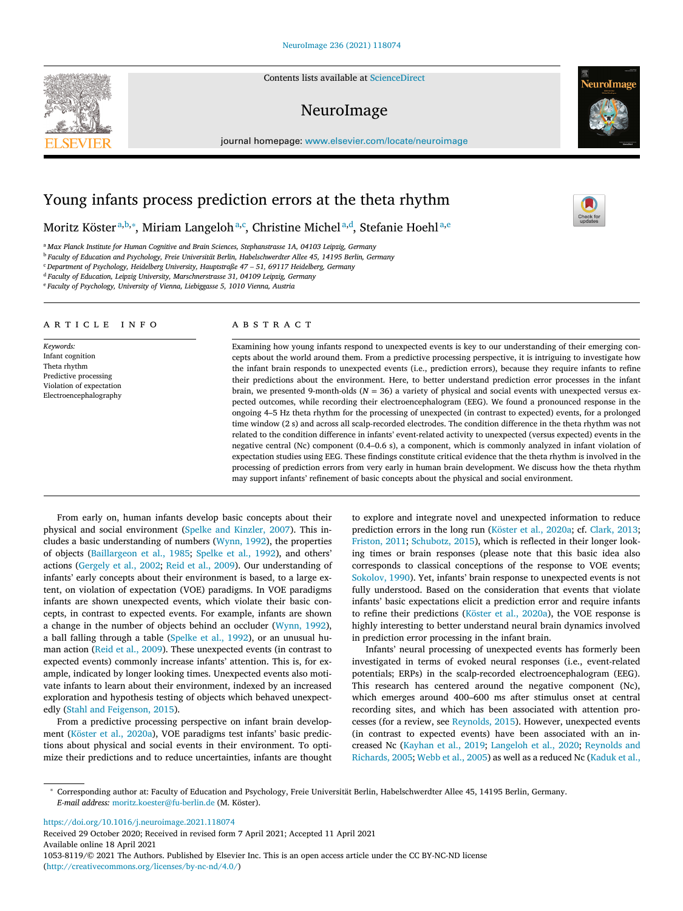# Young infants process prediction errors at the theta rhythm

Moritz Köster[a,b,*], Miriam Langeloh[a,c], Christine Michel[a,d], Stefanie Hoehl[a,e]

[a] Max Planck Institute for Human Cognitive and Brain Sciences, Stephanstrasse 1A, 04103 Leipzig, Germany
[b] Faculty of Education and Psychology, Freie Universität Berlin, Habelschwerdter Allee 45, 14195 Berlin, Germany
[c] Department of Psychology, Heidelberg University, Hauptstraße 47 – 51, 69117 Heidelberg, Germany
[d] Faculty of Education, Leipzig University, Marschnerstrasse 31, 04109 Leipzig, Germany
[e] Faculty of Psychology, University of Vienna, Liebiggasse 5, 1010 Vienna, Austria

## ARTICLE INFO

*Keywords:*
Infant cognition
Theta rhythm
Predictive processing
Violation of expectation
Electroencephalography

## ABSTRACT

Examining how young infants respond to unexpected events is key to our understanding of their emerging concepts about the world around them. From a predictive processing perspective, it is intriguing to investigate how the infant brain responds to unexpected events (i.e., prediction errors), because they require infants to refine their predictions about the environment. Here, to better understand prediction error processes in the infant brain, we presented 9-month-olds ($N = 36$) a variety of physical and social events with unexpected versus expected outcomes, while recording their electroencephalogram (EEG). We found a pronounced response in the ongoing 4–5 Hz theta rhythm for the processing of unexpected (in contrast to expected) events, for a prolonged time window (2 s) and across all scalp-recorded electrodes. The condition difference in the theta rhythm was not related to the condition difference in infants' event-related activity to unexpected (versus expected) events in the negative central (Nc) component (0.4–0.6 s), a component, which is commonly analyzed in infant violation of expectation studies using EEG. These findings constitute critical evidence that the theta rhythm is involved in the processing of prediction errors from very early in human brain development. We discuss how the theta rhythm may support infants' refinement of basic concepts about the physical and social environment.

From early on, human infants develop basic concepts about their physical and social environment (Spelke and Kinzler, 2007). This includes a basic understanding of numbers (Wynn, 1992), the properties of objects (Baillargeon et al., 1985; Spelke et al., 1992), and others' actions (Gergely et al., 2002; Reid et al., 2009). Our understanding of infants' early concepts about their environment is based, to a large extent, on violation of expectation (VOE) paradigms. In VOE paradigms infants are shown unexpected events, which violate their basic concepts, in contrast to expected events. For example, infants are shown a change in the number of objects behind an occluder (Wynn, 1992), a ball falling through a table (Spelke et al., 1992), or an unusual human action (Reid et al., 2009). These unexpected events (in contrast to expected events) commonly increase infants' attention. This is, for example, indicated by longer looking times. Unexpected events also motivate infants to learn about their environment, indexed by an increased exploration and hypothesis testing of objects which behaved unexpectedly (Stahl and Feigenson, 2015).

From a predictive processing perspective on infant brain development (Köster et al., 2020a), VOE paradigms test infants' basic predictions about physical and social events in their environment. To optimize their predictions and to reduce uncertainties, infants are thought to explore and integrate novel and unexpected information to reduce prediction errors in the long run (Köster et al., 2020a; cf. Clark, 2013; Friston, 2011; Schubotz, 2015), which is reflected in their longer looking times or brain responses (please note that this basic idea also corresponds to classical conceptions of the response to VOE events; Sokolov, 1990). Yet, infants' brain response to unexpected events is not fully understood. Based on the consideration that events that violate infants' basic expectations elicit a prediction error and require infants to refine their predictions (Köster et al., 2020a), the VOE response is highly interesting to better understand neural brain dynamics involved in prediction error processing in the infant brain.

Infants' neural processing of unexpected events has formerly been investigated in terms of evoked neural responses (i.e., event-related potentials; ERPs) in the scalp-recorded electroencephalogram (EEG). This research has centered around the negative component (Nc), which emerges around 400–600 ms after stimulus onset at central recording sites, and which has been associated with attention processes (for a review, see Reynolds, 2015). However, unexpected events (in contrast to expected events) have been associated with an increased Nc (Kayhan et al., 2019; Langeloh et al., 2020; Reynolds and Richards, 2005; Webb et al., 2005) as well as a reduced Nc (Kaduk et al.,

* Corresponding author at: Faculty of Education and Psychology, Freie Universität Berlin, Habelschwerdter Allee 45, 14195 Berlin, Germany.
*E-mail address:* moritz.koester@fu-berlin.de (M. Köster).

https://doi.org/10.1016/j.neuroimage.2021.118074
Received 29 October 2020; Received in revised form 7 April 2021; Accepted 11 April 2021
Available online 18 April 2021
1053-8119/© 2021 The Authors. Published by Elsevier Inc. This is an open access article under the CC BY-NC-ND license (http://creativecommons.org/licenses/by-nc-nd/4.0/)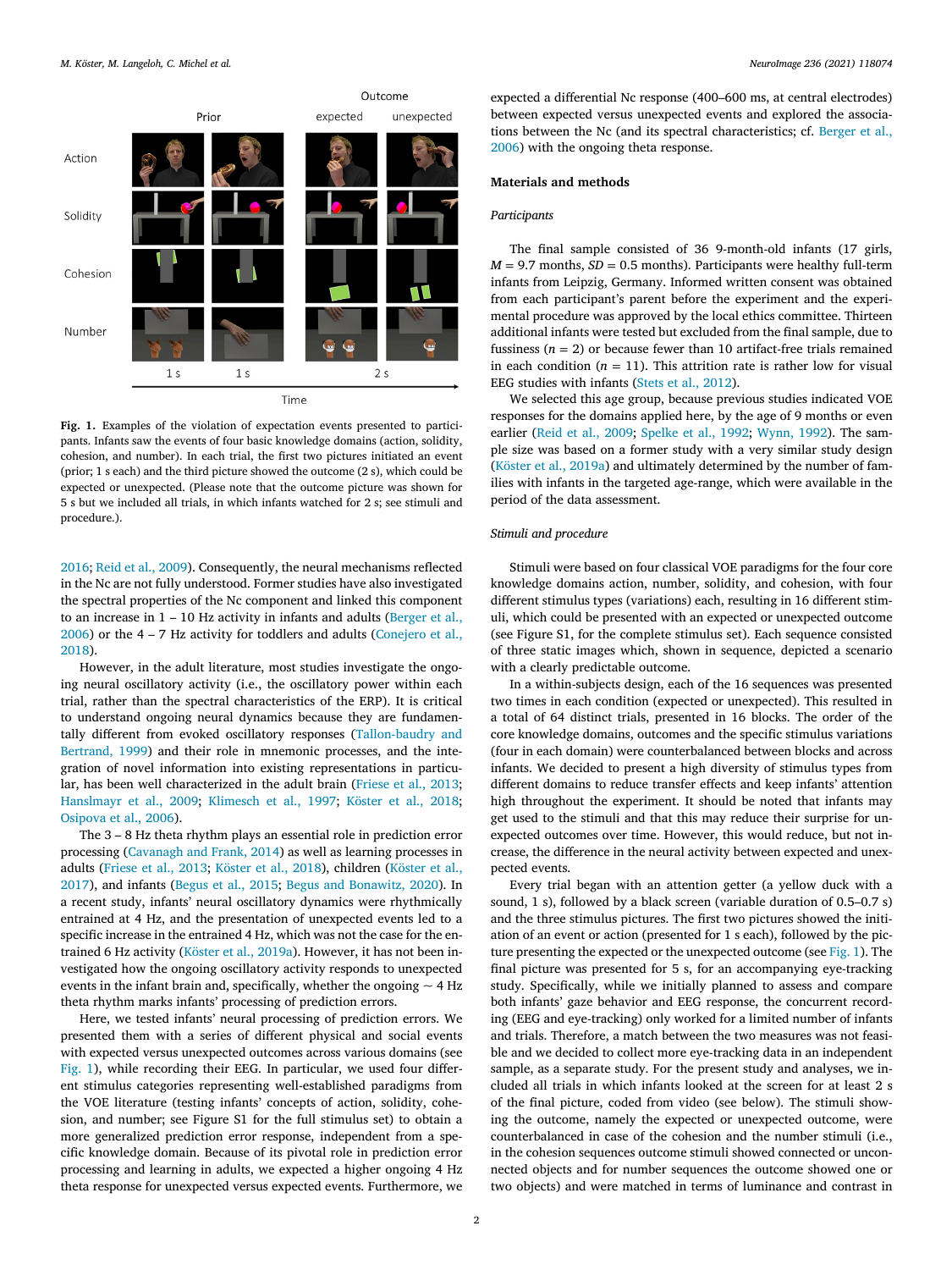Fig. 1. Examples of the violation of expectation events presented to participants. Infants saw the events of four basic knowledge domains (action, solidity, cohesion, and number). In each trial, the first two pictures initiated an event (prior; 1 s each) and the third picture showed the outcome (2 s), which could be expected or unexpected. (Please note that the outcome picture was shown for 5 s but we included all trials, in which infants watched for 2 s; see stimuli and procedure.).

2016; Reid et al., 2009). Consequently, the neural mechanisms reflected in the Nc are not fully understood. Former studies have also investigated the spectral properties of the Nc component and linked this component to an increase in 1 – 10 Hz activity in infants and adults (Berger et al., 2006) or the 4 – 7 Hz activity for toddlers and adults (Conejero et al., 2018).

However, in the adult literature, most studies investigate the ongoing neural oscillatory activity (i.e., the oscillatory power within each trial, rather than the spectral characteristics of the ERP). It is critical to understand ongoing neural dynamics because they are fundamentally different from evoked oscillatory responses (Tallon-baudry and Bertrand, 1999) and their role in mnemonic processes, and the integration of novel information into existing representations in particular, has been well characterized in the adult brain (Friese et al., 2013; Hanslmayr et al., 2009; Klimesch et al., 1997; Köster et al., 2018; Osipova et al., 2006).

The 3 – 8 Hz theta rhythm plays an essential role in prediction error processing (Cavanagh and Frank, 2014) as well as learning processes in adults (Friese et al., 2013; Köster et al., 2018), children (Köster et al., 2017), and infants (Begus et al., 2015; Begus and Bonawitz, 2020). In a recent study, infants' neural oscillatory dynamics were rhythmically entrained at 4 Hz, and the presentation of unexpected events led to a specific increase in the entrained 4 Hz, which was not the case for the entrained 6 Hz activity (Köster et al., 2019a). However, it has not been investigated how the ongoing oscillatory activity responds to unexpected events in the infant brain and, specifically, whether the ongoing ~ 4 Hz theta rhythm marks infants' processing of prediction errors.

Here, we tested infants' neural processing of prediction errors. We presented them with a series of different physical and social events with expected versus unexpected outcomes across various domains (see Fig. 1), while recording their EEG. In particular, we used four different stimulus categories representing well-established paradigms from the VOE literature (testing infants' concepts of action, solidity, cohesion, and number; see Figure S1 for the full stimulus set) to obtain a more generalized prediction error response, independent from a specific knowledge domain. Because of its pivotal role in prediction error processing and learning in adults, we expected a higher ongoing 4 Hz theta response for unexpected versus expected events. Furthermore, we expected a differential Nc response (400–600 ms, at central electrodes) between expected versus unexpected events and explored the associations between the Nc (and its spectral characteristics; cf. Berger et al., 2006) with the ongoing theta response.

## Materials and methods

### *Participants*

The final sample consisted of 36 9-month-old infants (17 girls, *M* = 9.7 months, *SD* = 0.5 months). Participants were healthy full-term infants from Leipzig, Germany. Informed written consent was obtained from each participant's parent before the experiment and the experimental procedure was approved by the local ethics committee. Thirteen additional infants were tested but excluded from the final sample, due to fussiness (*n* = 2) or because fewer than 10 artifact-free trials remained in each condition (*n* = 11). This attrition rate is rather low for visual EEG studies with infants (Stets et al., 2012).

We selected this age group, because previous studies indicated VOE responses for the domains applied here, by the age of 9 months or even earlier (Reid et al., 2009; Spelke et al., 1992; Wynn, 1992). The sample size was based on a former study with a very similar study design (Köster et al., 2019a) and ultimately determined by the number of families with infants in the targeted age-range, which were available in the period of the data assessment.

### *Stimuli and procedure*

Stimuli were based on four classical VOE paradigms for the four core knowledge domains action, number, solidity, and cohesion, with four different stimulus types (variations) each, resulting in 16 different stimuli, which could be presented with an expected or unexpected outcome (see Figure S1, for the complete stimulus set). Each sequence consisted of three static images which, shown in sequence, depicted a scenario with a clearly predictable outcome.

In a within-subjects design, each of the 16 sequences was presented two times in each condition (expected or unexpected). This resulted in a total of 64 distinct trials, presented in 16 blocks. The order of the core knowledge domains, outcomes and the specific stimulus variations (four in each domain) were counterbalanced between blocks and across infants. We decided to present a high diversity of stimulus types from different domains to reduce transfer effects and keep infants' attention high throughout the experiment. It should be noted that infants may get used to the stimuli and that this may reduce their surprise for unexpected outcomes over time. However, this would reduce, but not increase, the difference in the neural activity between expected and unexpected events.

Every trial began with an attention getter (a yellow duck with a sound, 1 s), followed by a black screen (variable duration of 0.5–0.7 s) and the three stimulus pictures. The first two pictures showed the initiation of an event or action (presented for 1 s each), followed by the picture presenting the expected or the unexpected outcome (see Fig. 1). The final picture was presented for 5 s, for an accompanying eye-tracking study. Specifically, while we initially planned to assess and compare both infants' gaze behavior and EEG response, the concurrent recording (EEG and eye-tracking) only worked for a limited number of infants and trials. Therefore, a match between the two measures was not feasible and we decided to collect more eye-tracking data in an independent sample, as a separate study. For the present study and analyses, we included all trials in which infants looked at the screen for at least 2 s of the final picture, coded from video (see below). The stimuli showing the outcome, namely the expected or unexpected outcome, were counterbalanced in case of the cohesion and the number stimuli (i.e., in the cohesion sequences outcome stimuli showed connected or unconnected objects and for number sequences the outcome showed one or two objects) and were matched in terms of luminance and contrast in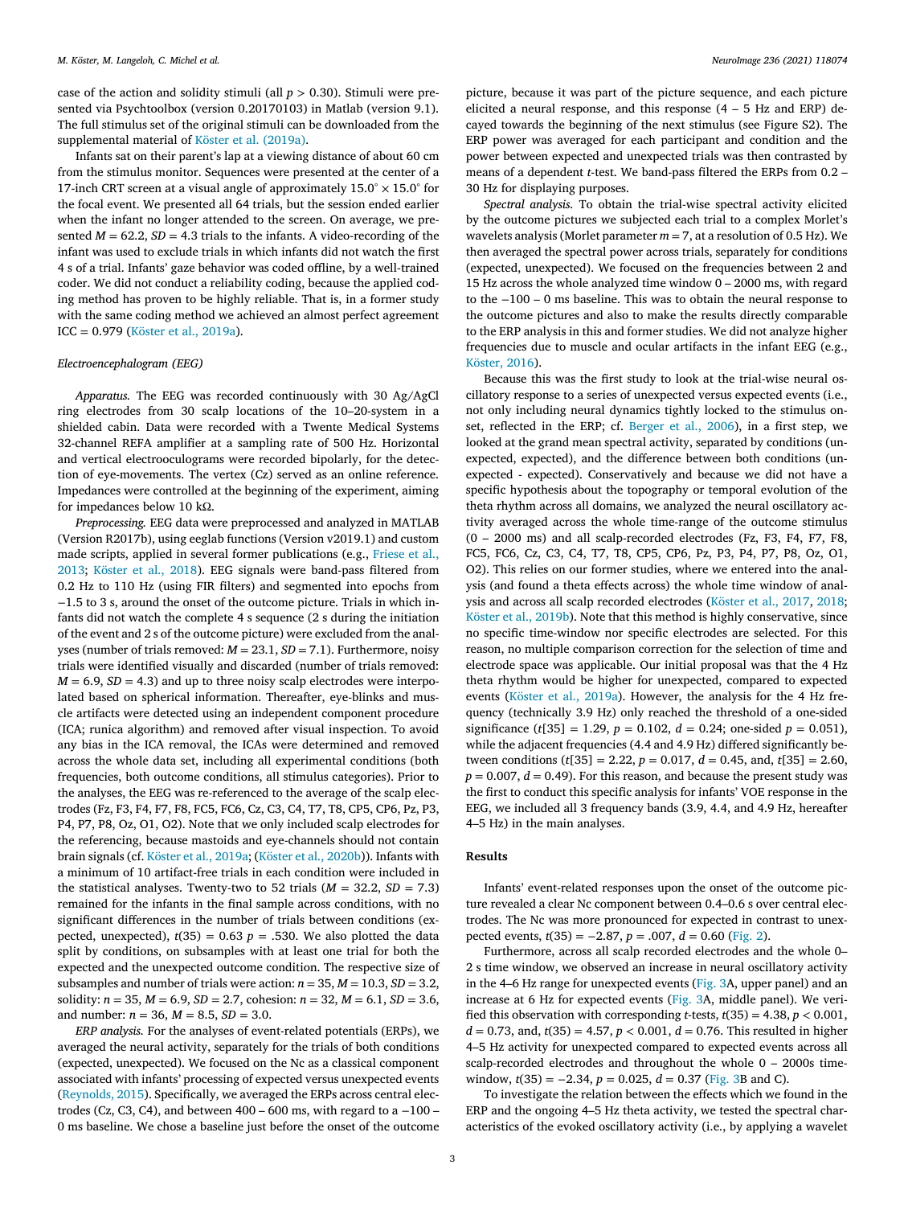case of the action and solidity stimuli (all $p > 0.30$). Stimuli were presented via Psychtoolbox (version 0.20170103) in Matlab (version 9.1). The full stimulus set of the original stimuli can be downloaded from the supplemental material of Köster et al. (2019a).

Infants sat on their parent's lap at a viewing distance of about 60 cm from the stimulus monitor. Sequences were presented at the center of a 17-inch CRT screen at a visual angle of approximately $15.0^{\circ} \times 15.0^{\circ}$ for the focal event. We presented all 64 trials, but the session ended earlier when the infant no longer attended to the screen. On average, we presented $M = 62.2$, $SD = 4.3$ trials to the infants. A video-recording of the infant was used to exclude trials in which infants did not watch the first 4 s of a trial. Infants' gaze behavior was coded offline, by a well-trained coder. We did not conduct a reliability coding, because the applied coding method has proven to be highly reliable. That is, in a former study with the same coding method we achieved an almost perfect agreement ICC = 0.979 (Köster et al., 2019a).

### Electroencephalogram (EEG)

*Apparatus.* The EEG was recorded continuously with 30 Ag/AgCl ring electrodes from 30 scalp locations of the 10–20-system in a shielded cabin. Data were recorded with a Twente Medical Systems 32-channel REFA amplifier at a sampling rate of 500 Hz. Horizontal and vertical electrooculograms were recorded bipolarly, for the detection of eye-movements. The vertex (Cz) served as an online reference. Impedances were controlled at the beginning of the experiment, aiming for impedances below 10 kΩ.

*Preprocessing.* EEG data were preprocessed and analyzed in MATLAB (Version R2017b), using eeglab functions (Version v2019.1) and custom made scripts, applied in several former publications (e.g., Friese et al., 2013; Köster et al., 2018). EEG signals were band-pass filtered from 0.2 Hz to 110 Hz (using FIR filters) and segmented into epochs from −1.5 to 3 s, around the onset of the outcome picture. Trials in which infants did not watch the complete 4 s sequence (2 s during the initiation of the event and 2 s of the outcome picture) were excluded from the analyses (number of trials removed: $M = 23.1$, $SD = 7.1$). Furthermore, noisy trials were identified visually and discarded (number of trials removed: $M = 6.9$, $SD = 4.3$) and up to three noisy scalp electrodes were interpolated based on spherical information. Thereafter, eye-blinks and muscle artifacts were detected using an independent component procedure (ICA; runica algorithm) and removed after visual inspection. To avoid any bias in the ICA removal, the ICAs were determined and removed across the whole data set, including all experimental conditions (both frequencies, both outcome conditions, all stimulus categories). Prior to the analyses, the EEG was re-referenced to the average of the scalp electrodes (Fz, F3, F4, F7, F8, FC5, FC6, Cz, C3, C4, T7, T8, CP5, CP6, Pz, P3, P4, P7, P8, Oz, O1, O2). Note that we only included scalp electrodes for the referencing, because mastoids and eye-channels should not contain brain signals (cf. Köster et al., 2019a; (Köster et al., 2020b)). Infants with a minimum of 10 artifact-free trials in each condition were included in the statistical analyses. Twenty-two to 52 trials ($M = 32.2$, $SD = 7.3$) remained for the infants in the final sample across conditions, with no significant differences in the number of trials between conditions (expected, unexpected), $t(35) = 0.63$ $p = .530$. We also plotted the data split by conditions, on subsamples with at least one trial for both the expected and the unexpected outcome condition. The respective size of subsamples and number of trials were action: $n = 35$, $M = 10.3$, $SD = 3.2$, solidity: $n = 35$, $M = 6.9$, $SD = 2.7$, cohesion: $n = 32$, $M = 6.1$, $SD = 3.6$, and number: $n = 36$, $M = 8.5$, $SD = 3.0$.

*ERP analysis.* For the analyses of event-related potentials (ERPs), we averaged the neural activity, separately for the trials of both conditions (expected, unexpected). We focused on the Nc as a classical component associated with infants' processing of expected versus unexpected events (Reynolds, 2015). Specifically, we averaged the ERPs across central electrodes (Cz, C3, C4), and between 400 – 600 ms, with regard to a −100 – 0 ms baseline. We chose a baseline just before the onset of the outcome picture, because it was part of the picture sequence, and each picture elicited a neural response, and this response (4 – 5 Hz and ERP) decayed towards the beginning of the next stimulus (see Figure S2). The ERP power was averaged for each participant and condition and the power between expected and unexpected trials was then contrasted by means of a dependent *t*-test. We band-pass filtered the ERPs from 0.2 – 30 Hz for displaying purposes.

*Spectral analysis.* To obtain the trial-wise spectral activity elicited by the outcome pictures we subjected each trial to a complex Morlet's wavelets analysis (Morlet parameter $m = 7$, at a resolution of 0.5 Hz). We then averaged the spectral power across trials, separately for conditions (expected, unexpected). We focused on the frequencies between 2 and 15 Hz across the whole analyzed time window 0 – 2000 ms, with regard to the −100 – 0 ms baseline. This was to obtain the neural response to the outcome pictures and also to make the results directly comparable to the ERP analysis in this and former studies. We did not analyze higher frequencies due to muscle and ocular artifacts in the infant EEG (e.g., Köster, 2016).

Because this was the first study to look at the trial-wise neural oscillatory response to a series of unexpected versus expected events (i.e., not only including neural dynamics tightly locked to the stimulus onset, reflected in the ERP; cf. Berger et al., 2006), in a first step, we looked at the grand mean spectral activity, separated by conditions (unexpected, expected), and the difference between both conditions (unexpected - expected). Conservatively and because we did not have a specific hypothesis about the topography or temporal evolution of the theta rhythm across all domains, we analyzed the neural oscillatory activity averaged across the whole time-range of the outcome stimulus (0 – 2000 ms) and all scalp-recorded electrodes (Fz, F3, F4, F7, F8, FC5, FC6, Cz, C3, C4, T7, T8, CP5, CP6, Pz, P3, P4, P7, P8, Oz, O1, O2). This relies on our former studies, where we entered into the analysis (and found a theta effects across) the whole time window of analysis and across all scalp recorded electrodes (Köster et al., 2017, 2018; Köster et al., 2019b). Note that this method is highly conservative, since no specific time-window nor specific electrodes are selected. For this reason, no multiple comparison correction for the selection of time and electrode space was applicable. Our initial proposal was that the 4 Hz theta rhythm would be higher for unexpected, compared to expected events (Köster et al., 2019a). However, the analysis for the 4 Hz frequency (technically 3.9 Hz) only reached the threshold of a one-sided significance ($t[35] = 1.29$, $p = 0.102$, $d = 0.24$; one-sided $p = 0.051$), while the adjacent frequencies (4.4 and 4.9 Hz) differed significantly between conditions ($t[35] = 2.22$, $p = 0.017$, $d = 0.45$, and, $t[35] = 2.60$, $p = 0.007$, $d = 0.49$). For this reason, and because the present study was the first to conduct this spectral analysis for infants' VOE response in the EEG, we included all 3 frequency bands (3.9, 4.4, and 4.9 Hz, hereafter 4–5 Hz) in the main analyses.

## Results

Infants' event-related responses upon the onset of the outcome picture revealed a clear Nc component between 0.4–0.6 s over central electrodes. The Nc was more pronounced for expected in contrast to unexpected events, $t(35) = -2.87$, $p = .007$, $d = 0.60$ (Fig. 2).

Furthermore, across all scalp recorded electrodes and the whole 0–2 s time window, we observed an increase in neural oscillatory activity in the 4–6 Hz range for unexpected events (Fig. 3A, upper panel) and an increase at 6 Hz for expected events (Fig. 3A, middle panel). We verified this observation with corresponding *t*-tests, $t(35) = 4.38$, $p < 0.001$, $d = 0.73$, and, $t(35) = 4.57$, $p < 0.001$, $d = 0.76$. This resulted in higher 4–5 Hz activity for unexpected compared to expected events across all scalp-recorded electrodes and throughout the whole 0 – 2000s time-window, $t(35) = -2.34$, $p = 0.025$, $d = 0.37$ (Fig. 3B and C).

To investigate the relation between the effects which we found in the ERP and the ongoing 4–5 Hz theta activity, we tested the spectral characteristics of the evoked oscillatory activity (i.e., by applying a wavelet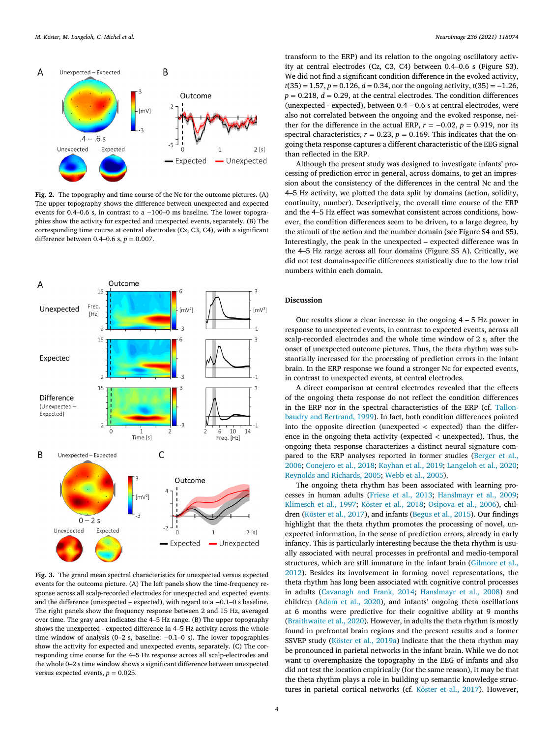Fig. 2. The topography and time course of the Nc for the outcome pictures. (A) The upper topography shows the difference between unexpected and expected events for 0.4–0.6 s, in contrast to a −100–0 ms baseline. The lower topographies show the activity for expected and unexpected events, separately. (B) The corresponding time course at central electrodes (Cz, C3, C4), with a significant difference between 0.4–0.6 s, $p = 0.007$.

Fig. 3. The grand mean spectral characteristics for unexpected versus expected events for the outcome picture. (A) The left panels show the time-frequency response across all scalp-recorded electrodes for unexpected and expected events and the difference (unexpected – expected), with regard to a −0.1–0 s baseline. The right panels show the frequency response between 2 and 15 Hz, averaged over time. The gray area indicates the 4–5 Hz range. (B) The upper topography shows the unexpected - expected difference in 4–5 Hz activity across the whole time window of analysis (0–2 s, baseline: −0.1–0 s). The lower topographies show the activity for expected and unexpected events, separately. (C) The corresponding time course for the 4–5 Hz response across all scalp-electrodes and the whole 0–2 s time window shows a significant difference between unexpected versus expected events, $p = 0.025$.

transform to the ERP) and its relation to the ongoing oscillatory activity at central electrodes (Cz, C3, C4) between 0.4–0.6 s (Figure S3). We did not find a significant condition difference in the evoked activity, $t(35) = 1.57$, $p = 0.126$, $d = 0.34$, nor the ongoing activity, $t(35) = -1.26$, $p = 0.218$, $d = 0.29$, at the central electrodes. The condition differences (unexpected - expected), between 0.4 – 0.6 s at central electrodes, were also not correlated between the ongoing and the evoked response, neither for the difference in the actual ERP, $r = -0.02$, $p = 0.919$, nor its spectral characteristics, $r = 0.23$, $p = 0.169$. This indicates that the ongoing theta response captures a different characteristic of the EEG signal than reflected in the ERP.

Although the present study was designed to investigate infants' processing of prediction error in general, across domains, to get an impression about the consistency of the differences in the central Nc and the 4–5 Hz activity, we plotted the data split by domains (action, solidity, continuity, number). Descriptively, the overall time course of the ERP and the 4–5 Hz effect was somewhat consistent across conditions, however, the condition differences seem to be driven, to a large degree, by the stimuli of the action and the number domain (see Figure S4 and S5). Interestingly, the peak in the unexpected – expected difference was in the 4–5 Hz range across all four domains (Figure S5 A). Critically, we did not test domain-specific differences statistically due to the low trial numbers within each domain.

## Discussion

Our results show a clear increase in the ongoing 4 – 5 Hz power in response to unexpected events, in contrast to expected events, across all scalp-recorded electrodes and the whole time window of 2 s, after the onset of unexpected outcome pictures. Thus, the theta rhythm was substantially increased for the processing of prediction errors in the infant brain. In the ERP response we found a stronger Nc for expected events, in contrast to unexpected events, at central electrodes.

A direct comparison at central electrodes revealed that the effects of the ongoing theta response do not reflect the condition differences in the ERP nor in the spectral characteristics of the ERP (cf. Tallon-baudry and Bertrand, 1999). In fact, both condition differences pointed into the opposite direction (unexpected < expected) than the difference in the ongoing theta activity (expected < unexpected). Thus, the ongoing theta response characterizes a distinct neural signature compared to the ERP analyses reported in former studies (Berger et al., 2006; Conejero et al., 2018; Kayhan et al., 2019; Langeloh et al., 2020; Reynolds and Richards, 2005; Webb et al., 2005).

The ongoing theta rhythm has long been associated with learning processes in human adults (Friese et al., 2013; Hanslmayr et al., 2009; Klimesch et al., 1997; Köster et al., 2018; Osipova et al., 2006), children (Köster et al., 2017), and infants (Begus et al., 2015). Our findings highlight that the theta rhythm promotes the processing of novel, unexpected information, in the sense of prediction errors, already in early infancy. This is particularly interesting because the theta rhythm is usually associated with neural processes in prefrontal and medio-temporal structures, which are still immature in the infant brain (Gilmore et al., 2012). Besides its involvement in forming novel representations, the theta rhythm has long been associated with cognitive control processes in adults (Cavanagh and Frank, 2014; Hanslmayr et al., 2008) and children (Adam et al., 2020), and infants' ongoing theta oscillations at 6 months were predictive for their cognitive ability at 9 months (Braithwaite et al., 2020). However, in adults the theta rhythm is mostly found in prefrontal brain regions and the present results and a former SSVEP study (Köster et al., 2019a) indicate that the theta rhythm may be pronounced in parietal networks in the infant brain. While we do not want to overemphasize the topography in the EEG of infants and also did not test the location empirically (for the same reason), it may be that the theta rhythm plays a role in building up semantic knowledge structures in parietal cortical networks (cf. Köster et al., 2017). However,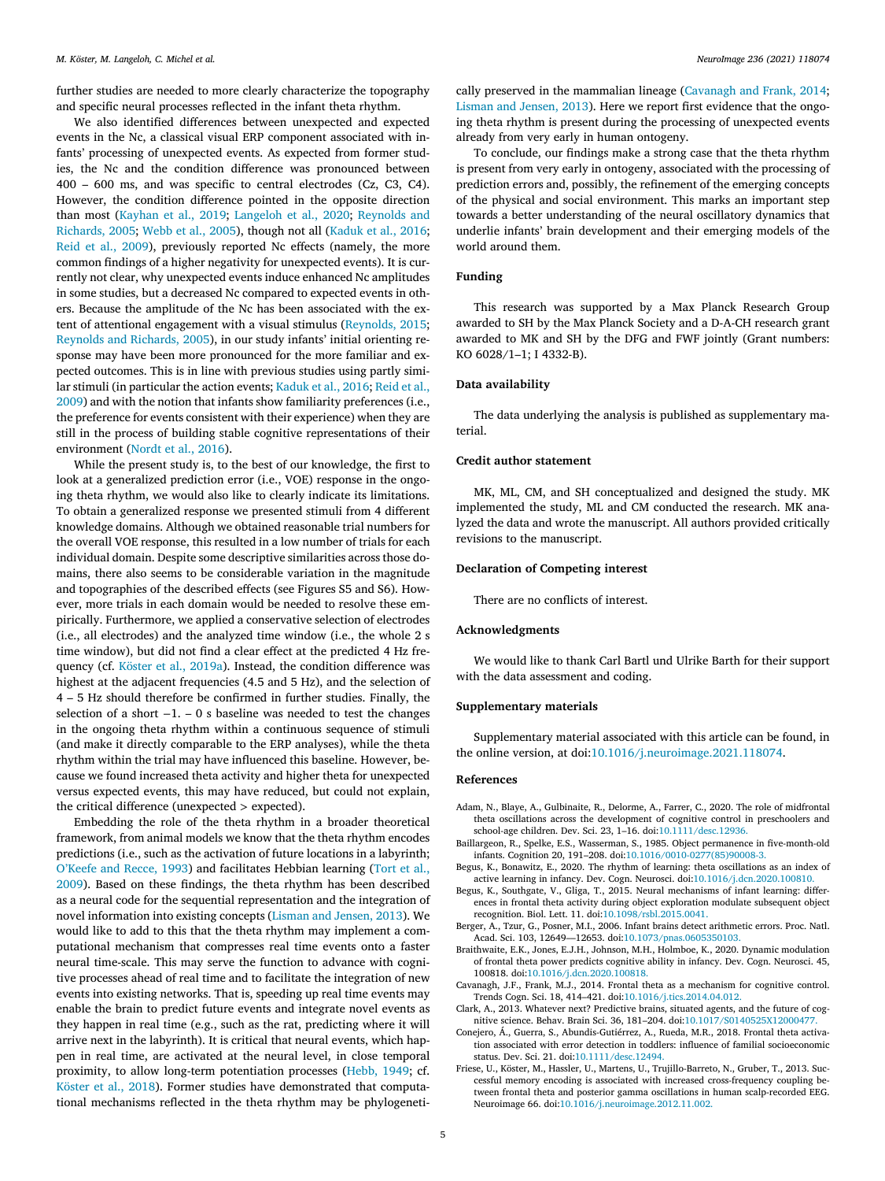further studies are needed to more clearly characterize the topography and specific neural processes reflected in the infant theta rhythm.

We also identified differences between unexpected and expected events in the Nc, a classical visual ERP component associated with infants' processing of unexpected events. As expected from former studies, the Nc and the condition difference was pronounced between 400 – 600 ms, and was specific to central electrodes (Cz, C3, C4). However, the condition difference pointed in the opposite direction than most (Kayhan et al., 2019; Langeloh et al., 2020; Reynolds and Richards, 2005; Webb et al., 2005), though not all (Kaduk et al., 2016; Reid et al., 2009), previously reported Nc effects (namely, the more common findings of a higher negativity for unexpected events). It is currently not clear, why unexpected events induce enhanced Nc amplitudes in some studies, but a decreased Nc compared to expected events in others. Because the amplitude of the Nc has been associated with the extent of attentional engagement with a visual stimulus (Reynolds, 2015; Reynolds and Richards, 2005), in our study infants' initial orienting response may have been more pronounced for the more familiar and expected outcomes. This is in line with previous studies using partly similar stimuli (in particular the action events; Kaduk et al., 2016; Reid et al., 2009) and with the notion that infants show familiarity preferences (i.e., the preference for events consistent with their experience) when they are still in the process of building stable cognitive representations of their environment (Nordt et al., 2016).

While the present study is, to the best of our knowledge, the first to look at a generalized prediction error (i.e., VOE) response in the ongoing theta rhythm, we would also like to clearly indicate its limitations. To obtain a generalized response we presented stimuli from 4 different knowledge domains. Although we obtained reasonable trial numbers for the overall VOE response, this resulted in a low number of trials for each individual domain. Despite some descriptive similarities across those domains, there also seems to be considerable variation in the magnitude and topographies of the described effects (see Figures S5 and S6). However, more trials in each domain would be needed to resolve these empirically. Furthermore, we applied a conservative selection of electrodes (i.e., all electrodes) and the analyzed time window (i.e., the whole 2 s time window), but did not find a clear effect at the predicted 4 Hz frequency (cf. Köster et al., 2019a). Instead, the condition difference was highest at the adjacent frequencies (4.5 and 5 Hz), and the selection of 4 – 5 Hz should therefore be confirmed in further studies. Finally, the selection of a short −1. – 0 s baseline was needed to test the changes in the ongoing theta rhythm within a continuous sequence of stimuli (and make it directly comparable to the ERP analyses), while the theta rhythm within the trial may have influenced this baseline. However, because we found increased theta activity and higher theta for unexpected versus expected events, this may have reduced, but could not explain, the critical difference (unexpected > expected).

Embedding the role of the theta rhythm in a broader theoretical framework, from animal models we know that the theta rhythm encodes predictions (i.e., such as the activation of future locations in a labyrinth; O'Keefe and Recce, 1993) and facilitates Hebbian learning (Tort et al., 2009). Based on these findings, the theta rhythm has been described as a neural code for the sequential representation and the integration of novel information into existing concepts (Lisman and Jensen, 2013). We would like to add to this that the theta rhythm may implement a computational mechanism that compresses real time events onto a faster neural time-scale. This may serve the function to advance with cognitive processes ahead of real time and to facilitate the integration of new events into existing networks. That is, speeding up real time events may enable the brain to predict future events and integrate novel events as they happen in real time (e.g., such as the rat, predicting where it will arrive next in the labyrinth). It is critical that neural events, which happen in real time, are activated at the neural level, in close temporal proximity, to allow long-term potentiation processes (Hebb, 1949; cf. Köster et al., 2018). Former studies have demonstrated that computational mechanisms reflected in the theta rhythm may be phylogenetically preserved in the mammalian lineage (Cavanagh and Frank, 2014; Lisman and Jensen, 2013). Here we report first evidence that the ongoing theta rhythm is present during the processing of unexpected events already from very early in human ontogeny.

To conclude, our findings make a strong case that the theta rhythm is present from very early in ontogeny, associated with the processing of prediction errors and, possibly, the refinement of the emerging concepts of the physical and social environment. This marks an important step towards a better understanding of the neural oscillatory dynamics that underlie infants' brain development and their emerging models of the world around them.

## Funding

This research was supported by a Max Planck Research Group awarded to SH by the Max Planck Society and a D-A-CH research grant awarded to MK and SH by the DFG and FWF jointly (Grant numbers: KO 6028/1–1; I 4332-B).

## Data availability

The data underlying the analysis is published as supplementary material.

## Credit author statement

MK, ML, CM, and SH conceptualized and designed the study. MK implemented the study, ML and CM conducted the research. MK analyzed the data and wrote the manuscript. All authors provided critically revisions to the manuscript.

## Declaration of Competing interest

There are no conflicts of interest.

## Acknowledgments

We would like to thank Carl Bartl und Ulrike Barth for their support with the data assessment and coding.

## Supplementary materials

Supplementary material associated with this article can be found, in the online version, at doi:10.1016/j.neuroimage.2021.118074.

## References

Adam, N., Blaye, A., Gulbinaite, R., Delorme, A., Farrer, C., 2020. The role of midfrontal theta oscillations across the development of cognitive control in preschoolers and school-age children. Dev. Sci. 23, 1–16. doi:10.1111/desc.12936.

Baillargeon, R., Spelke, E.S., Wasserman, S., 1985. Object permanence in five-month-old infants. Cognition 20, 191–208. doi:10.1016/0010-0277(85)90008-3.

Begus, K., Bonawitz, E., 2020. The rhythm of learning: theta oscillations as an index of active learning in infancy. Dev. Cogn. Neurosci. doi:10.1016/j.dcn.2020.100810.

Begus, K., Southgate, V., Gliga, T., 2015. Neural mechanisms of infant learning: differences in frontal theta activity during object exploration modulate subsequent object recognition. Biol. Lett. 11. doi:10.1098/rsbl.2015.0041.

Berger, A., Tzur, G., Posner, M.I., 2006. Infant brains detect arithmetic errors. Proc. Natl. Acad. Sci. 103, 12649—12653. doi:10.1073/pnas.0605350103.

Braithwaite, E.K., Jones, E.J.H., Johnson, M.H., Holmboe, K., 2020. Dynamic modulation of frontal theta power predicts cognitive ability in infancy. Dev. Cogn. Neurosci. 45, 100818. doi:10.1016/j.dcn.2020.100818.

Cavanagh, J.F., Frank, M.J., 2014. Frontal theta as a mechanism for cognitive control. Trends Cogn. Sci. 18, 414–421. doi:10.1016/j.tics.2014.04.012.

Clark, A., 2013. Whatever next? Predictive brains, situated agents, and the future of cognitive science. Behav. Brain Sci. 36, 181–204. doi:10.1017/S0140525X12000477.

Conejero, Á., Guerra, S., Abundis-Gutiérrez, A., Rueda, M.R., 2018. Frontal theta activation associated with error detection in toddlers: influence of familial socioeconomic status. Dev. Sci. 21. doi:10.1111/desc.12494.

Friese, U., Köster, M., Hassler, U., Martens, U., Trujillo-Barreto, N., Gruber, T., 2013. Successful memory encoding is associated with increased cross-frequency coupling between frontal theta and posterior gamma oscillations in human scalp-recorded EEG. Neuroimage 66. doi:10.1016/j.neuroimage.2012.11.002.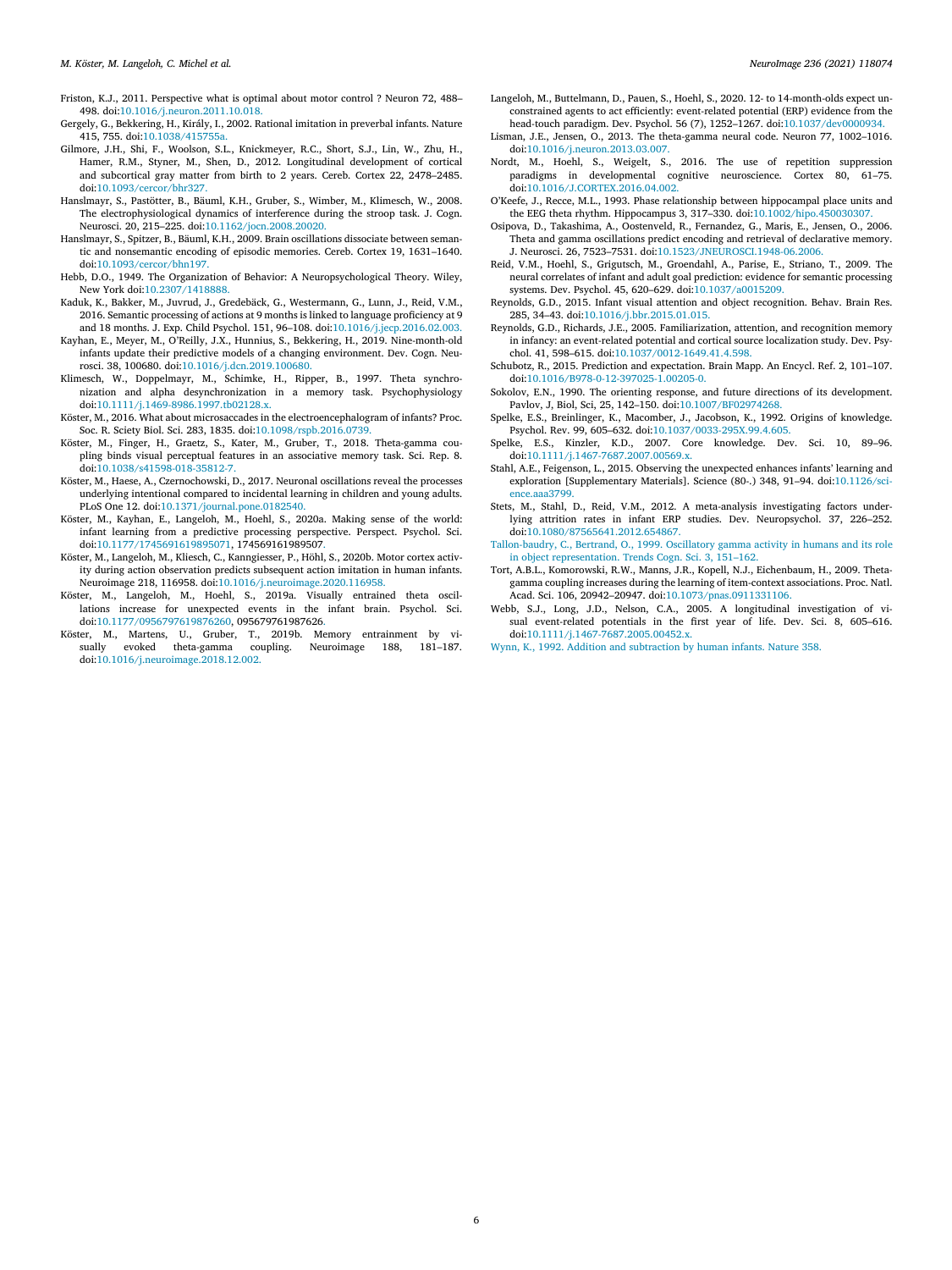Friston, K.J., 2011. Perspective what is optimal about motor control ? Neuron 72, 488–498. doi:10.1016/j.neuron.2011.10.018.

Gergely, G., Bekkering, H., Király, I., 2002. Rational imitation in preverbal infants. Nature 415, 755. doi:10.1038/415755a.

Gilmore, J.H., Shi, F., Woolson, S.L., Knickmeyer, R.C., Short, S.J., Lin, W., Zhu, H., Hamer, R.M., Styner, M., Shen, D., 2012. Longitudinal development of cortical and subcortical gray matter from birth to 2 years. Cereb. Cortex 22, 2478–2485. doi:10.1093/cercor/bhr327.

Hanslmayr, S., Pastötter, B., Bäuml, K.H., Gruber, S., Wimber, M., Klimesch, W., 2008. The electrophysiological dynamics of interference during the stroop task. J. Cogn. Neurosci. 20, 215–225. doi:10.1162/jocn.2008.20020.

Hanslmayr, S., Spitzer, B., Bäuml, K.H., 2009. Brain oscillations dissociate between semantic and nonsemantic encoding of episodic memories. Cereb. Cortex 19, 1631–1640. doi:10.1093/cercor/bhn197.

Hebb, D.O., 1949. The Organization of Behavior: A Neuropsychological Theory. Wiley, New York doi:10.2307/1418888.

Kaduk, K., Bakker, M., Juvrud, J., Gredebäck, G., Westermann, G., Lunn, J., Reid, V.M., 2016. Semantic processing of actions at 9 months is linked to language proficiency at 9 and 18 months. J. Exp. Child Psychol. 151, 96–108. doi:10.1016/j.jecp.2016.02.003.

Kayhan, E., Meyer, M., O'Reilly, J.X., Hunnius, S., Bekkering, H., 2019. Nine-month-old infants update their predictive models of a changing environment. Dev. Cogn. Neurosci. 38, 100680. doi:10.1016/j.dcn.2019.100680.

Klimesch, W., Doppelmayr, M., Schimke, H., Ripper, B., 1997. Theta synchronization and alpha desynchronization in a memory task. Psychophysiology doi:10.1111/j.1469-8986.1997.tb02128.x.

Köster, M., 2016. What about microsaccades in the electroencephalogram of infants? Proc. Soc. R. Sciety Biol. Sci. 283, 1835. doi:10.1098/rspb.2016.0739.

Köster, M., Finger, H., Graetz, S., Kater, M., Gruber, T., 2018. Theta-gamma coupling binds visual perceptual features in an associative memory task. Sci. Rep. 8. doi:10.1038/s41598-018-35812-7.

Köster, M., Haese, A., Czernochowski, D., 2017. Neuronal oscillations reveal the processes underlying intentional compared to incidental learning in children and young adults. PLoS One 12. doi:10.1371/journal.pone.0182540.

Köster, M., Kayhan, E., Langeloh, M., Hoehl, S., 2020a. Making sense of the world: infant learning from a predictive processing perspective. Perspect. Psychol. Sci. doi:10.1177/1745691619895071, 174569161989507.

Köster, M., Langeloh, M., Kliesch, C., Kanngiesser, P., Höhl, S., 2020b. Motor cortex activity during action observation predicts subsequent action imitation in human infants. Neuroimage 218, 116958. doi:10.1016/j.neuroimage.2020.116958.

Köster, M., Langeloh, M., Hoehl, S., 2019a. Visually entrained theta oscillations increase for unexpected events in the infant brain. Psychol. Sci. doi:10.1177/0956797619876260, 095679761987626.

Köster, M., Martens, U., Gruber, T., 2019b. Memory entrainment by visually evoked theta-gamma coupling. Neuroimage 188, 181–187. doi:10.1016/j.neuroimage.2018.12.002.

Langeloh, M., Buttelmann, D., Pauen, S., Hoehl, S., 2020. 12- to 14-month-olds expect unconstrained agents to act efficiently: event-related potential (ERP) evidence from the head-touch paradigm. Dev. Psychol. 56 (7), 1252–1267. doi:10.1037/dev0000934.

Lisman, J.E., Jensen, O., 2013. The theta-gamma neural code. Neuron 77, 1002–1016. doi:10.1016/j.neuron.2013.03.007.

Nordt, M., Hoehl, S., Weigelt, S., 2016. The use of repetition suppression paradigms in developmental cognitive neuroscience. Cortex 80, 61–75. doi:10.1016/J.CORTEX.2016.04.002.

O'Keefe, J., Recce, M.L., 1993. Phase relationship between hippocampal place units and the EEG theta rhythm. Hippocampus 3, 317–330. doi:10.1002/hipo.450030307.

Osipova, D., Takashima, A., Oostenveld, R., Fernandez, G., Maris, E., Jensen, O., 2006. Theta and gamma oscillations predict encoding and retrieval of declarative memory. J. Neurosci. 26, 7523–7531. doi:10.1523/JNEUROSCI.1948-06.2006.

Reid, V.M., Hoehl, S., Grigutsch, M., Groendahl, A., Parise, E., Striano, T., 2009. The neural correlates of infant and adult goal prediction: evidence for semantic processing systems. Dev. Psychol. 45, 620–629. doi:10.1037/a0015209.

Reynolds, G.D., 2015. Infant visual attention and object recognition. Behav. Brain Res. 285, 34–43. doi:10.1016/j.bbr.2015.01.015.

Reynolds, G.D., Richards, J.E., 2005. Familiarization, attention, and recognition memory in infancy: an event-related potential and cortical source localization study. Dev. Psychol. 41, 598–615. doi:10.1037/0012-1649.41.4.598.

Schubotz, R., 2015. Prediction and expectation. Brain Mapp. An Encycl. Ref. 2, 101–107. doi:10.1016/B978-0-12-397025-1.00205-0.

Sokolov, E.N., 1990. The orienting response, and future directions of its development. Pavlov, J Biol, Sci, 25, 142–150. doi:10.1007/BF02974268.

Spelke, E.S., Breinlinger, K., Macomber, J., Jacobson, K., 1992. Origins of knowledge. Psychol. Rev. 99, 605–632. doi:10.1037/0033-295X.99.4.605.

Spelke, E.S., Kinzler, K.D., 2007. Core knowledge. Dev. Sci. 10, 89–96. doi:10.1111/j.1467-7687.2007.00569.x.

Stahl, A.E., Feigenson, L., 2015. Observing the unexpected enhances infants' learning and exploration [Supplementary Materials]. Science (80-.) 348, 91–94. doi:10.1126/science.aaa3799.

Stets, M., Stahl, D., Reid, V.M., 2012. A meta-analysis investigating factors underlying attrition rates in infant ERP studies. Dev. Neuropsychol. 37, 226–252. doi:10.1080/87565641.2012.654867.

Tallon-baudry, C., Bertrand, O., 1999. Oscillatory gamma activity in humans and its role in object representation. Trends Cogn. Sci. 3, 151–162.

Tort, A.B.L., Komorowski, R.W., Manns, J.R., Kopell, N.J., Eichenbaum, H., 2009. Theta-gamma coupling increases during the learning of item-context associations. Proc. Natl. Acad. Sci. 106, 20942–20947. doi:10.1073/pnas.0911331106.

Webb, S.J., Long, J.D., Nelson, C.A., 2005. A longitudinal investigation of visual event-related potentials in the first year of life. Dev. Sci. 8, 605–616. doi:10.1111/j.1467-7687.2005.00452.x.

Wynn, K., 1992. Addition and subtraction by human infants. Nature 358.